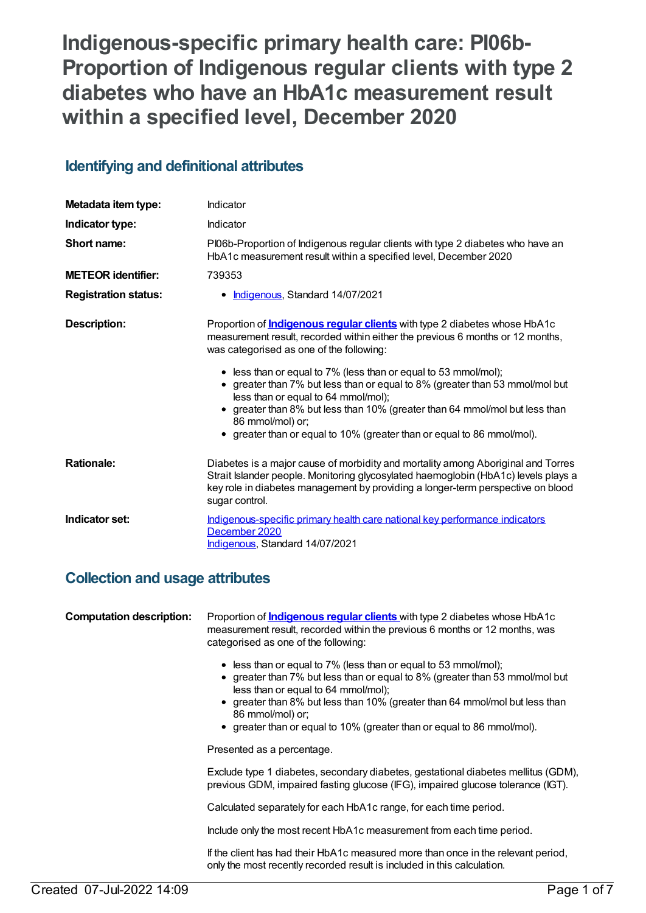# Indigenous-specific primary health care: PI06b-Proportion of Indigenous regular clients with type 2 diabetes who have an HbA1c measurement result within a specified level, December 2020

## Identifying and definitional attributes

| | |
|---|---|
| **Metadata item type:** | Indicator |
| **Indicator type:** | Indicator |
| **Short name:** | PI06b-Proportion of Indigenous regular clients with type 2 diabetes who have an HbA1c measurement result within a specified level, December 2020 |
| **METEOR identifier:** | 739353 |
| **Registration status:** | • Indigenous, Standard 14/07/2021 |

**Description:**

Proportion of **Indigenous regular clients** with type 2 diabetes whose HbA1c measurement result, recorded within either the previous 6 months or 12 months, was categorised as one of the following:

- less than or equal to 7% (less than or equal to 53 mmol/mol);
- greater than 7% but less than or equal to 8% (greater than 53 mmol/mol but less than or equal to 64 mmol/mol);
- greater than 8% but less than 10% (greater than 64 mmol/mol but less than 86 mmol/mol) or;
- greater than or equal to 10% (greater than or equal to 86 mmol/mol).

**Rationale:**

Diabetes is a major cause of morbidity and mortality among Aboriginal and Torres Strait Islander people. Monitoring glycosylated haemoglobin (HbA1c) levels plays a key role in diabetes management by providing a longer-term perspective on blood sugar control.

**Indicator set:**

Indigenous-specific primary health care national key performance indicators December 2020
Indigenous, Standard 14/07/2021

## Collection and usage attributes

**Computation description:**

Proportion of **Indigenous regular clients** with type 2 diabetes whose HbA1c measurement result, recorded within the previous 6 months or 12 months, was categorised as one of the following:

- less than or equal to 7% (less than or equal to 53 mmol/mol);
- greater than 7% but less than or equal to 8% (greater than 53 mmol/mol but less than or equal to 64 mmol/mol);
- greater than 8% but less than 10% (greater than 64 mmol/mol but less than 86 mmol/mol) or;
- greater than or equal to 10% (greater than or equal to 86 mmol/mol).

Presented as a percentage.

Exclude type 1 diabetes, secondary diabetes, gestational diabetes mellitus (GDM), previous GDM, impaired fasting glucose (IFG), impaired glucose tolerance (IGT).

Calculated separately for each HbA1c range, for each time period.

Include only the most recent HbA1c measurement from each time period.

If the client has had their HbA1c measured more than once in the relevant period, only the most recently recorded result is included in this calculation.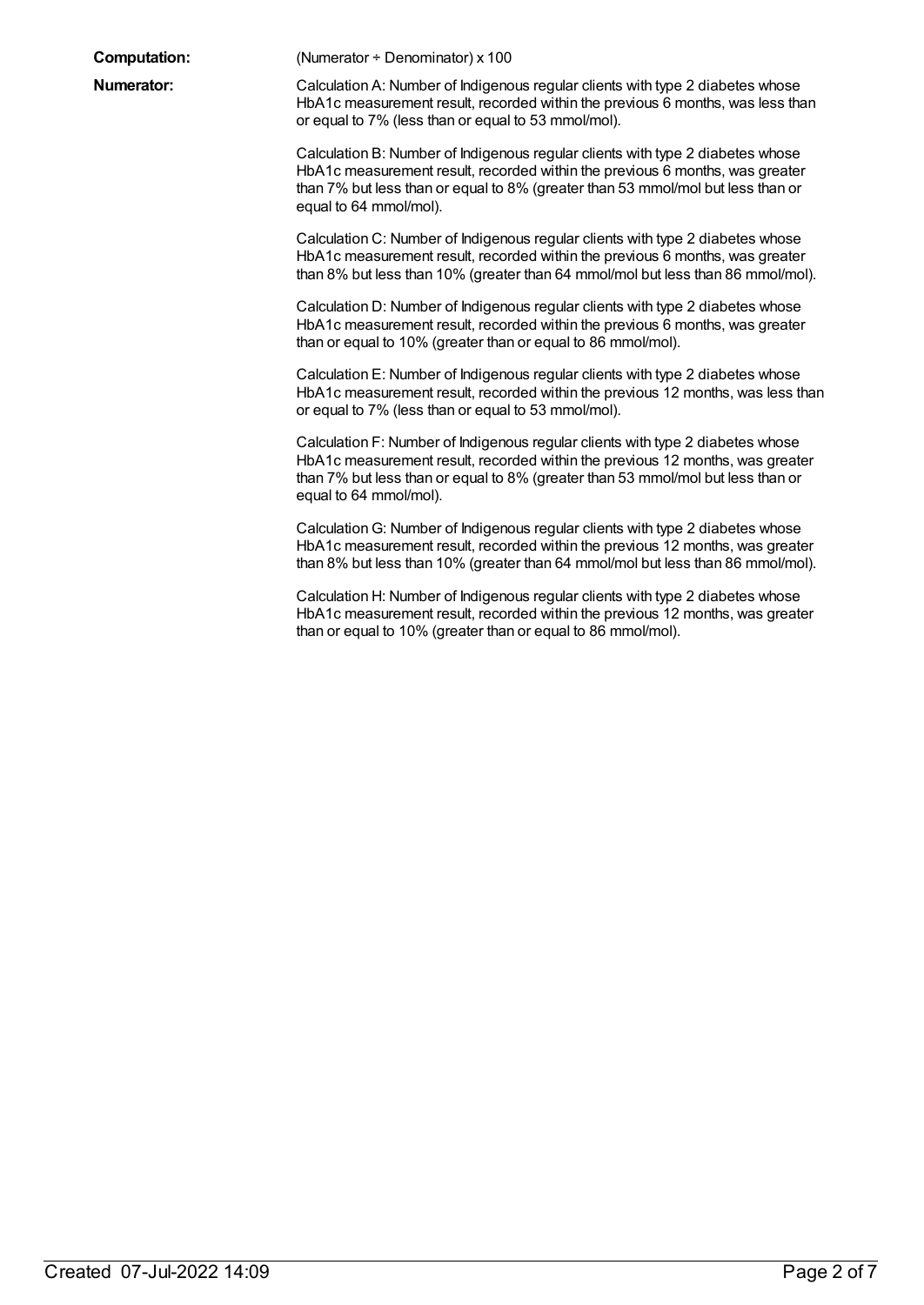**Computation:** (Numerator ÷ Denominator) x 100

**Numerator:**

Calculation A: Number of Indigenous regular clients with type 2 diabetes whose HbA1c measurement result, recorded within the previous 6 months, was less than or equal to 7% (less than or equal to 53 mmol/mol).

Calculation B: Number of Indigenous regular clients with type 2 diabetes whose HbA1c measurement result, recorded within the previous 6 months, was greater than 7% but less than or equal to 8% (greater than 53 mmol/mol but less than or equal to 64 mmol/mol).

Calculation C: Number of Indigenous regular clients with type 2 diabetes whose HbA1c measurement result, recorded within the previous 6 months, was greater than 8% but less than 10% (greater than 64 mmol/mol but less than 86 mmol/mol).

Calculation D: Number of Indigenous regular clients with type 2 diabetes whose HbA1c measurement result, recorded within the previous 6 months, was greater than or equal to 10% (greater than or equal to 86 mmol/mol).

Calculation E: Number of Indigenous regular clients with type 2 diabetes whose HbA1c measurement result, recorded within the previous 12 months, was less than or equal to 7% (less than or equal to 53 mmol/mol).

Calculation F: Number of Indigenous regular clients with type 2 diabetes whose HbA1c measurement result, recorded within the previous 12 months, was greater than 7% but less than or equal to 8% (greater than 53 mmol/mol but less than or equal to 64 mmol/mol).

Calculation G: Number of Indigenous regular clients with type 2 diabetes whose HbA1c measurement result, recorded within the previous 12 months, was greater than 8% but less than 10% (greater than 64 mmol/mol but less than 86 mmol/mol).

Calculation H: Number of Indigenous regular clients with type 2 diabetes whose HbA1c measurement result, recorded within the previous 12 months, was greater than or equal to 10% (greater than or equal to 86 mmol/mol).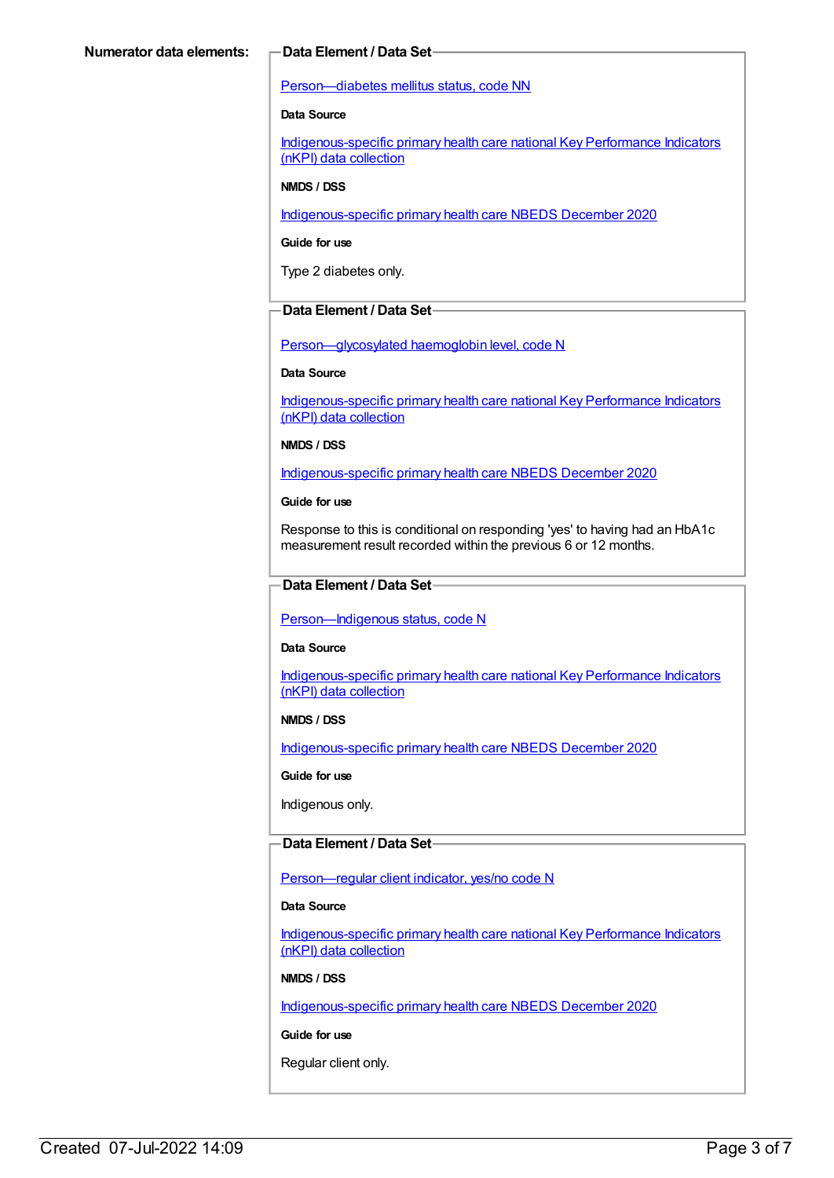**Numerator data elements:**

**Data Element / Data Set**

Person—diabetes mellitus status, code NN

**Data Source**

Indigenous-specific primary health care national Key Performance Indicators (nKPI) data collection

**NMDS / DSS**

Indigenous-specific primary health care NBEDS December 2020

**Guide for use**

Type 2 diabetes only.

**Data Element / Data Set**

Person—glycosylated haemoglobin level, code N

**Data Source**

Indigenous-specific primary health care national Key Performance Indicators (nKPI) data collection

**NMDS / DSS**

Indigenous-specific primary health care NBEDS December 2020

**Guide for use**

Response to this is conditional on responding 'yes' to having had an HbA1c measurement result recorded within the previous 6 or 12 months.

**Data Element / Data Set**

Person—Indigenous status, code N

**Data Source**

Indigenous-specific primary health care national Key Performance Indicators (nKPI) data collection

**NMDS / DSS**

Indigenous-specific primary health care NBEDS December 2020

**Guide for use**

Indigenous only.

**Data Element / Data Set**

Person—regular client indicator, yes/no code N

**Data Source**

Indigenous-specific primary health care national Key Performance Indicators (nKPI) data collection

**NMDS / DSS**

Indigenous-specific primary health care NBEDS December 2020

**Guide for use**

Regular client only.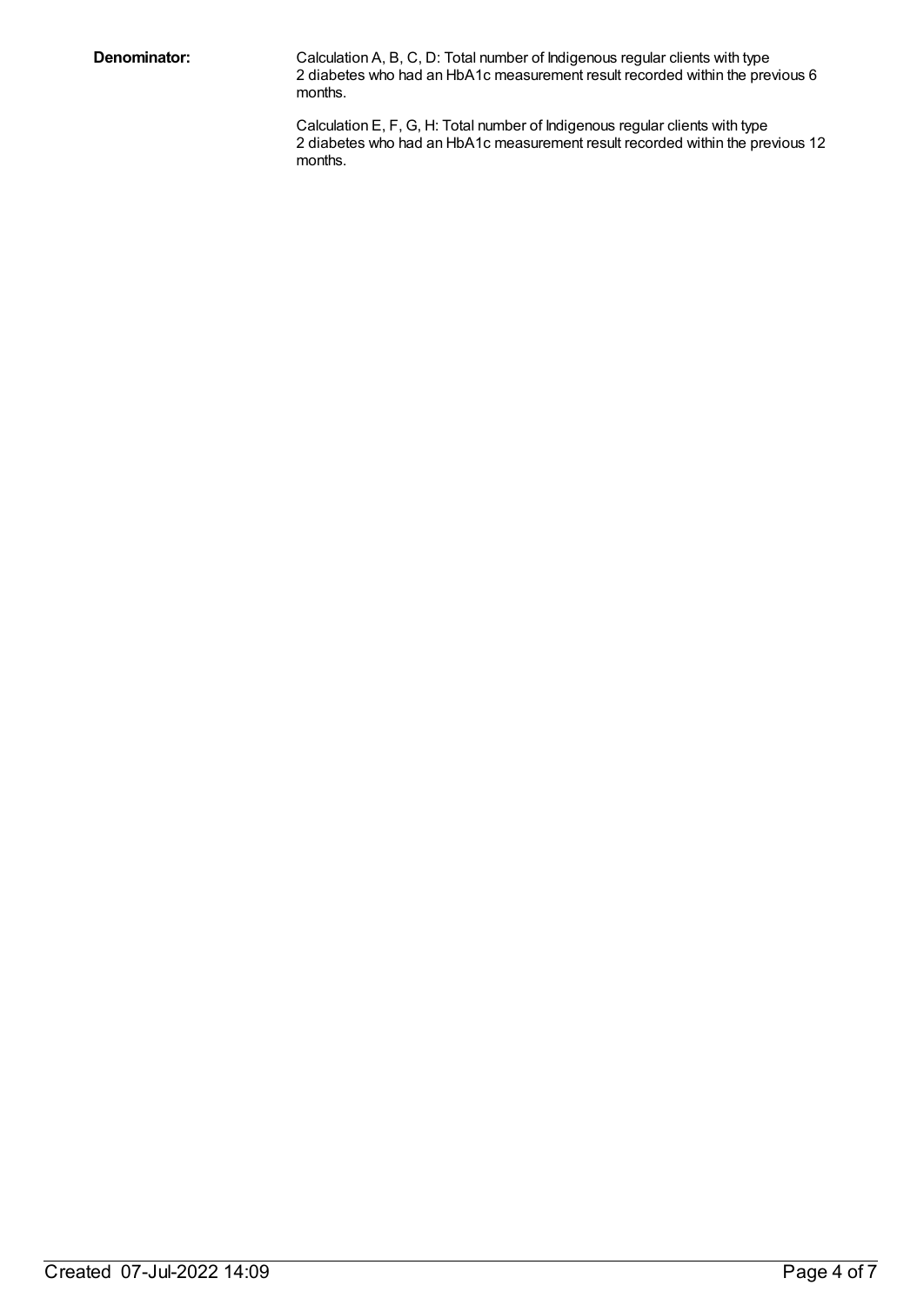**Denominator:**

Calculation A, B, C, D: Total number of Indigenous regular clients with type 2 diabetes who had an HbA1c measurement result recorded within the previous 6 months.

Calculation E, F, G, H: Total number of Indigenous regular clients with type 2 diabetes who had an HbA1c measurement result recorded within the previous 12 months.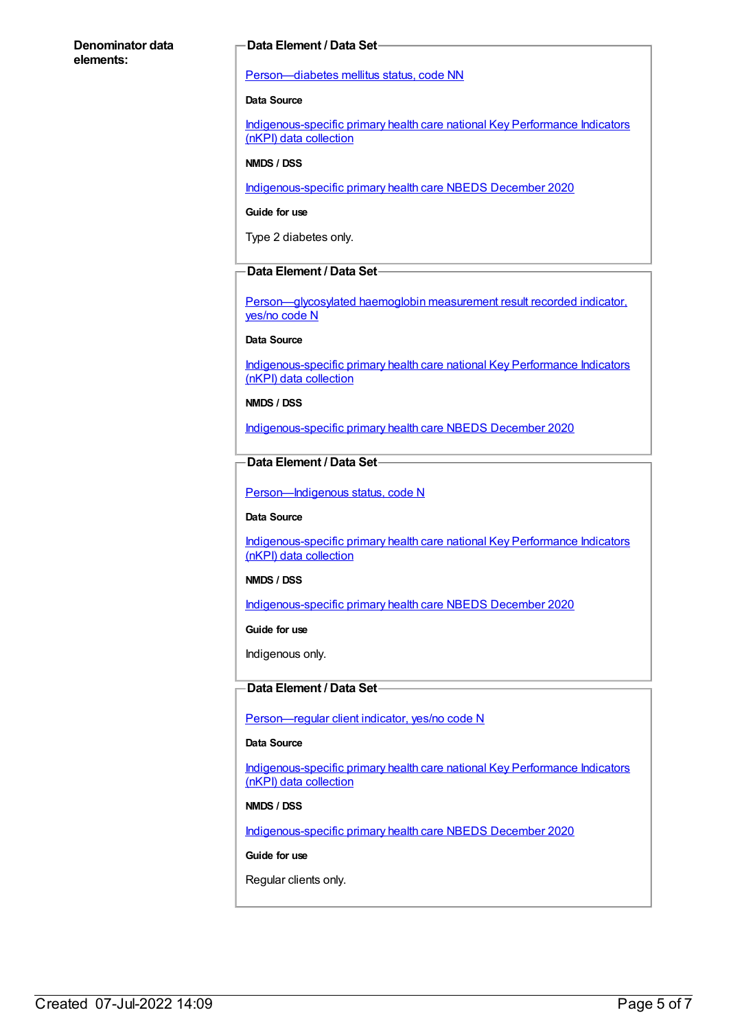**Denominator data elements:**

**Data Element / Data Set**

Person—diabetes mellitus status, code NN

**Data Source**

Indigenous-specific primary health care national Key Performance Indicators (nKPI) data collection

**NMDS / DSS**

Indigenous-specific primary health care NBEDS December 2020

**Guide for use**

Type 2 diabetes only.

**Data Element / Data Set**

Person—glycosylated haemoglobin measurement result recorded indicator, yes/no code N

**Data Source**

Indigenous-specific primary health care national Key Performance Indicators (nKPI) data collection

**NMDS / DSS**

Indigenous-specific primary health care NBEDS December 2020

**Data Element / Data Set**

Person—Indigenous status, code N

**Data Source**

Indigenous-specific primary health care national Key Performance Indicators (nKPI) data collection

**NMDS / DSS**

Indigenous-specific primary health care NBEDS December 2020

**Guide for use**

Indigenous only.

**Data Element / Data Set**

Person—regular client indicator, yes/no code N

**Data Source**

Indigenous-specific primary health care national Key Performance Indicators (nKPI) data collection

**NMDS / DSS**

Indigenous-specific primary health care NBEDS December 2020

**Guide for use**

Regular clients only.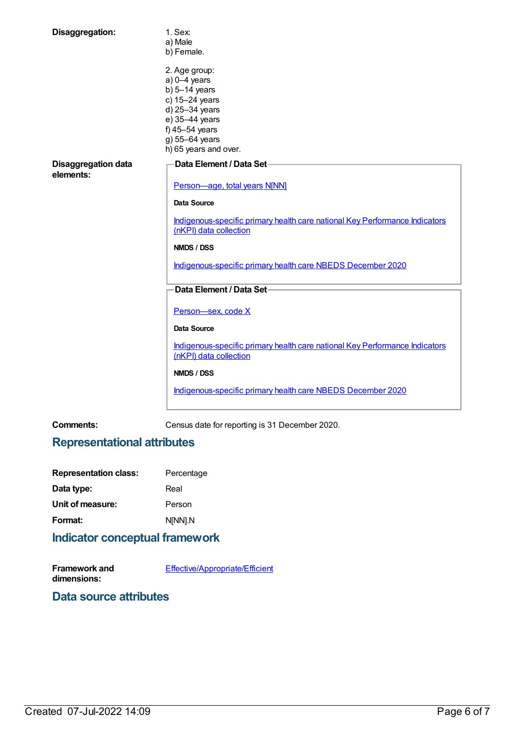**Disaggregation:**

1. Sex:
a) Male
b) Female.

2. Age group:
a) 0–4 years
b) 5–14 years
c) 15–24 years
d) 25–34 years
e) 35–44 years
f) 45–54 years
g) 55–64 years
h) 65 years and over.

**Disaggregation data elements:**

**Data Element / Data Set**

Person—age, total years N[NN]

**Data Source**

Indigenous-specific primary health care national Key Performance Indicators (nKPI) data collection

**NMDS / DSS**

Indigenous-specific primary health care NBEDS December 2020

**Data Element / Data Set**

Person—sex, code X

**Data Source**

Indigenous-specific primary health care national Key Performance Indicators (nKPI) data collection

**NMDS / DSS**

Indigenous-specific primary health care NBEDS December 2020

**Comments:** Census date for reporting is 31 December 2020.

## Representational attributes

**Representation class:** Percentage

**Data type:** Real

**Unit of measure:** Person

**Format:** N[NN].N

## Indicator conceptual framework

**Framework and dimensions:** Effective/Appropriate/Efficient

## Data source attributes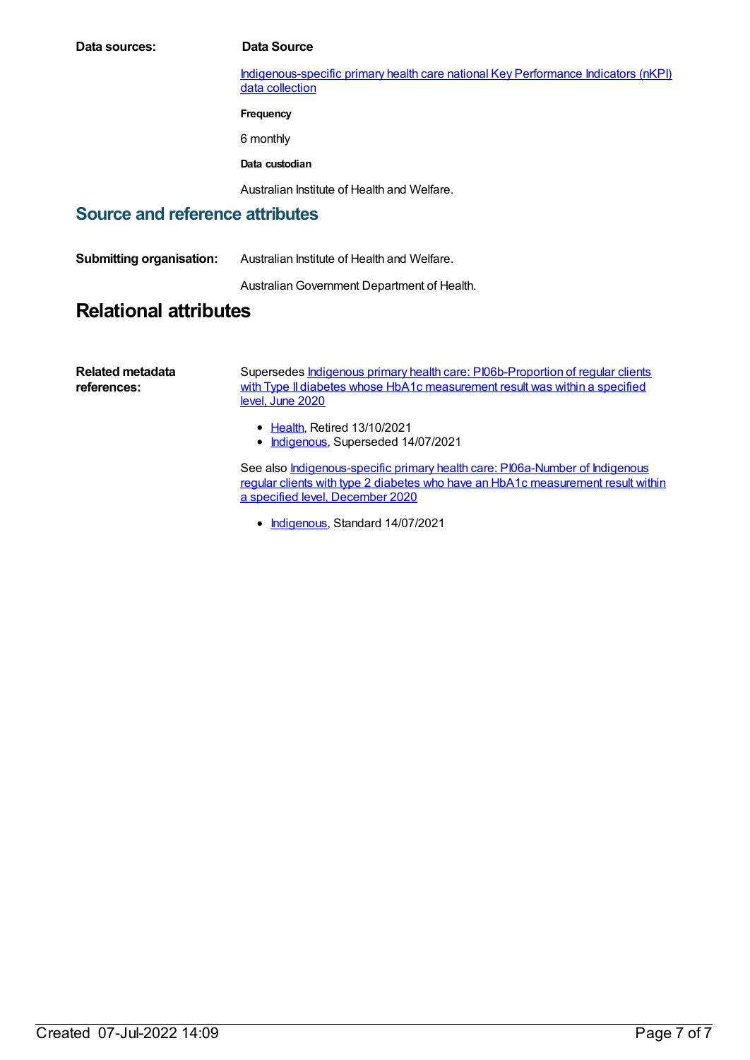**Data sources:**

**Data Source**

Indigenous-specific primary health care national Key Performance Indicators (nKPI) data collection

**Frequency**

6 monthly

**Data custodian**

Australian Institute of Health and Welfare.

## Source and reference attributes

**Submitting organisation:** Australian Institute of Health and Welfare.

Australian Government Department of Health.

# Relational attributes

**Related metadata references:**

Supersedes Indigenous primary health care: PI06b-Proportion of regular clients with Type II diabetes whose HbA1c measurement result was within a specified level, June 2020

- Health, Retired 13/10/2021
- Indigenous, Superseded 14/07/2021

See also Indigenous-specific primary health care: PI06a-Number of Indigenous regular clients with type 2 diabetes who have an HbA1c measurement result within a specified level, December 2020

- Indigenous, Standard 14/07/2021